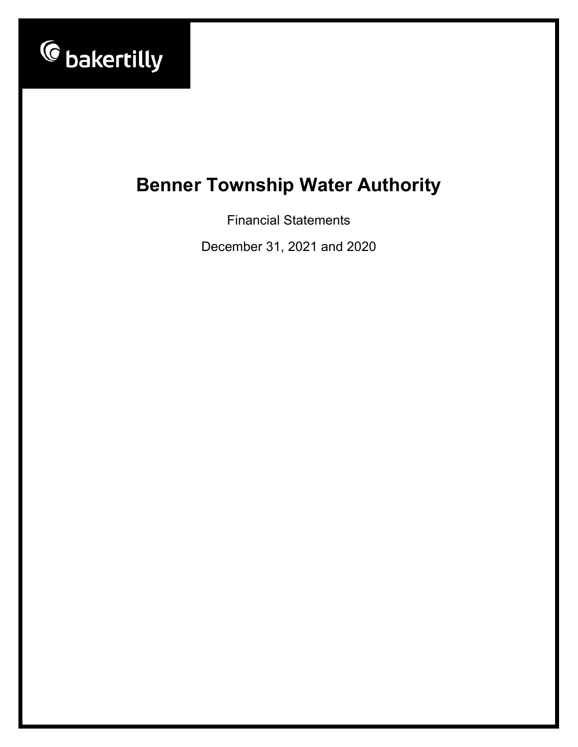bakertilly

# Benner Township Water Authority

Financial Statements

December 31, 2021 and 2020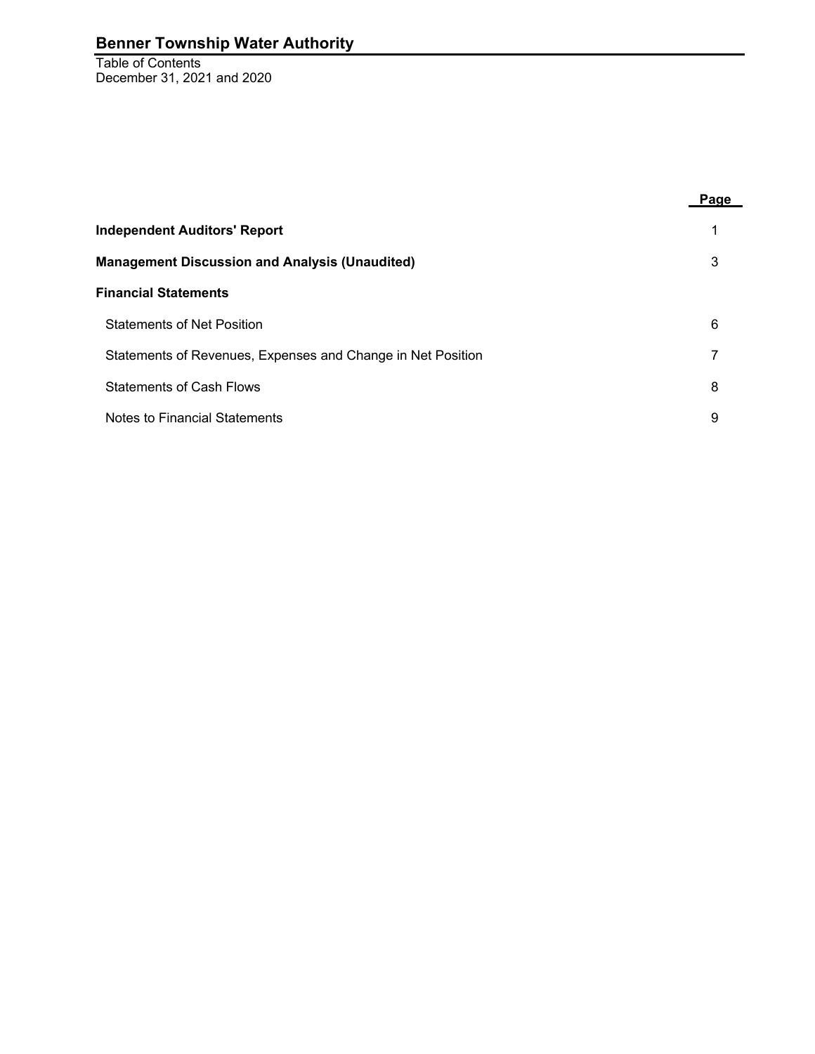# Benner Township Water Authority

Table of Contents
December 31, 2021 and 2020

| | Page |
|---|---|
| **Independent Auditors' Report** | 1 |
| **Management Discussion and Analysis (Unaudited)** | 3 |
| **Financial Statements** | |
| Statements of Net Position | 6 |
| Statements of Revenues, Expenses and Change in Net Position | 7 |
| Statements of Cash Flows | 8 |
| Notes to Financial Statements | 9 |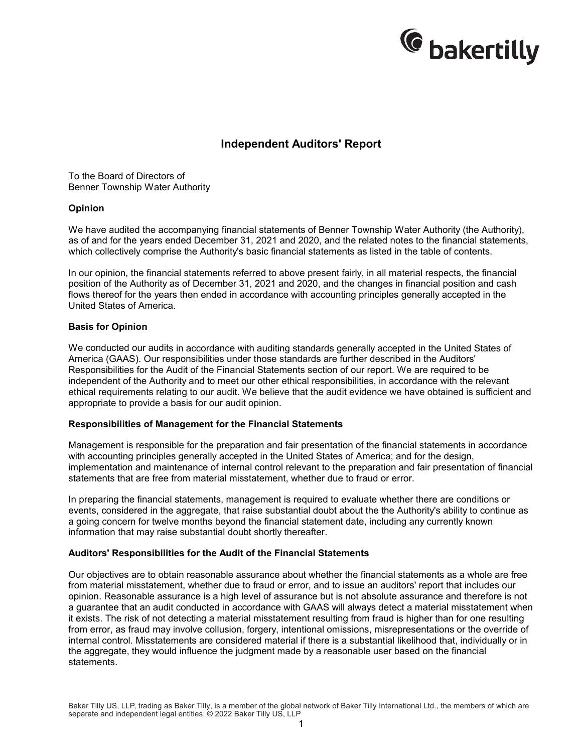# Independent Auditors' Report

To the Board of Directors of
Benner Township Water Authority

**Opinion**

We have audited the accompanying financial statements of Benner Township Water Authority (the Authority), as of and for the years ended December 31, 2021 and 2020, and the related notes to the financial statements, which collectively comprise the Authority's basic financial statements as listed in the table of contents.

In our opinion, the financial statements referred to above present fairly, in all material respects, the financial position of the Authority as of December 31, 2021 and 2020, and the changes in financial position and cash flows thereof for the years then ended in accordance with accounting principles generally accepted in the United States of America.

**Basis for Opinion**

We conducted our audits in accordance with auditing standards generally accepted in the United States of America (GAAS). Our responsibilities under those standards are further described in the Auditors' Responsibilities for the Audit of the Financial Statements section of our report. We are required to be independent of the Authority and to meet our other ethical responsibilities, in accordance with the relevant ethical requirements relating to our audit. We believe that the audit evidence we have obtained is sufficient and appropriate to provide a basis for our audit opinion.

**Responsibilities of Management for the Financial Statements**

Management is responsible for the preparation and fair presentation of the financial statements in accordance with accounting principles generally accepted in the United States of America; and for the design, implementation and maintenance of internal control relevant to the preparation and fair presentation of financial statements that are free from material misstatement, whether due to fraud or error.

In preparing the financial statements, management is required to evaluate whether there are conditions or events, considered in the aggregate, that raise substantial doubt about the the Authority's ability to continue as a going concern for twelve months beyond the financial statement date, including any currently known information that may raise substantial doubt shortly thereafter.

**Auditors' Responsibilities for the Audit of the Financial Statements**

Our objectives are to obtain reasonable assurance about whether the financial statements as a whole are free from material misstatement, whether due to fraud or error, and to issue an auditors' report that includes our opinion. Reasonable assurance is a high level of assurance but is not absolute assurance and therefore is not a guarantee that an audit conducted in accordance with GAAS will always detect a material misstatement when it exists. The risk of not detecting a material misstatement resulting from fraud is higher than for one resulting from error, as fraud may involve collusion, forgery, intentional omissions, misrepresentations or the override of internal control. Misstatements are considered material if there is a substantial likelihood that, individually or in the aggregate, they would influence the judgment made by a reasonable user based on the financial statements.

Baker Tilly US, LLP, trading as Baker Tilly, is a member of the global network of Baker Tilly International Ltd., the members of which are separate and independent legal entities. © 2022 Baker Tilly US, LLP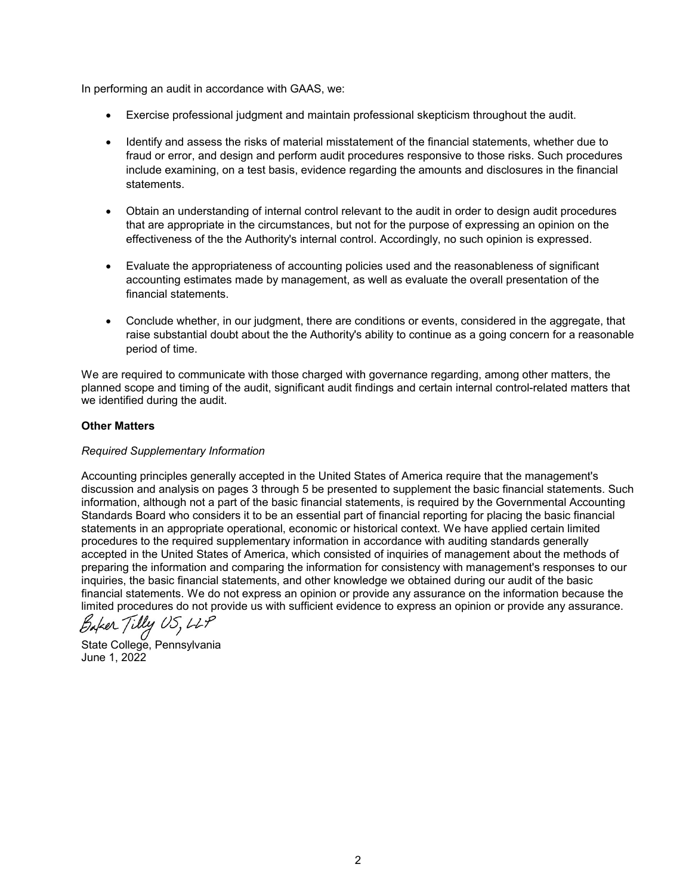In performing an audit in accordance with GAAS, we:

- Exercise professional judgment and maintain professional skepticism throughout the audit.
- Identify and assess the risks of material misstatement of the financial statements, whether due to fraud or error, and design and perform audit procedures responsive to those risks. Such procedures include examining, on a test basis, evidence regarding the amounts and disclosures in the financial statements.
- Obtain an understanding of internal control relevant to the audit in order to design audit procedures that are appropriate in the circumstances, but not for the purpose of expressing an opinion on the effectiveness of the the Authority's internal control. Accordingly, no such opinion is expressed.
- Evaluate the appropriateness of accounting policies used and the reasonableness of significant accounting estimates made by management, as well as evaluate the overall presentation of the financial statements.
- Conclude whether, in our judgment, there are conditions or events, considered in the aggregate, that raise substantial doubt about the the Authority's ability to continue as a going concern for a reasonable period of time.

We are required to communicate with those charged with governance regarding, among other matters, the planned scope and timing of the audit, significant audit findings and certain internal control-related matters that we identified during the audit.

**Other Matters**

*Required Supplementary Information*

Accounting principles generally accepted in the United States of America require that the management's discussion and analysis on pages 3 through 5 be presented to supplement the basic financial statements. Such information, although not a part of the basic financial statements, is required by the Governmental Accounting Standards Board who considers it to be an essential part of financial reporting for placing the basic financial statements in an appropriate operational, economic or historical context. We have applied certain limited procedures to the required supplementary information in accordance with auditing standards generally accepted in the United States of America, which consisted of inquiries of management about the methods of preparing the information and comparing the information for consistency with management's responses to our inquiries, the basic financial statements, and other knowledge we obtained during our audit of the basic financial statements. We do not express an opinion or provide any assurance on the information because the limited procedures do not provide us with sufficient evidence to express an opinion or provide any assurance.

Baker Tilly US, LLP

State College, Pennsylvania
June 1, 2022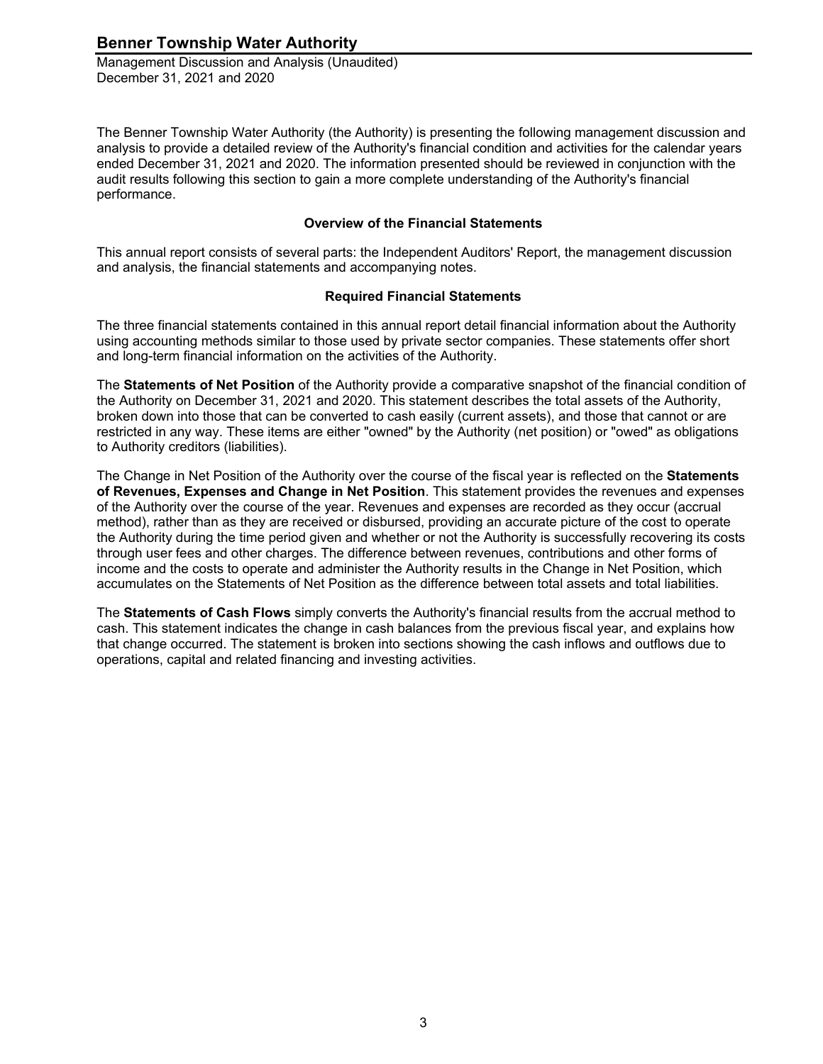The Benner Township Water Authority (the Authority) is presenting the following management discussion and analysis to provide a detailed review of the Authority's financial condition and activities for the calendar years ended December 31, 2021 and 2020. The information presented should be reviewed in conjunction with the audit results following this section to gain a more complete understanding of the Authority's financial performance.

### Overview of the Financial Statements

This annual report consists of several parts: the Independent Auditors' Report, the management discussion and analysis, the financial statements and accompanying notes.

### Required Financial Statements

The three financial statements contained in this annual report detail financial information about the Authority using accounting methods similar to those used by private sector companies. These statements offer short and long-term financial information on the activities of the Authority.

The **Statements of Net Position** of the Authority provide a comparative snapshot of the financial condition of the Authority on December 31, 2021 and 2020. This statement describes the total assets of the Authority, broken down into those that can be converted to cash easily (current assets), and those that cannot or are restricted in any way. These items are either "owned" by the Authority (net position) or "owed" as obligations to Authority creditors (liabilities).

The Change in Net Position of the Authority over the course of the fiscal year is reflected on the **Statements of Revenues, Expenses and Change in Net Position**. This statement provides the revenues and expenses of the Authority over the course of the year. Revenues and expenses are recorded as they occur (accrual method), rather than as they are received or disbursed, providing an accurate picture of the cost to operate the Authority during the time period given and whether or not the Authority is successfully recovering its costs through user fees and other charges. The difference between revenues, contributions and other forms of income and the costs to operate and administer the Authority results in the Change in Net Position, which accumulates on the Statements of Net Position as the difference between total assets and total liabilities.

The **Statements of Cash Flows** simply converts the Authority's financial results from the accrual method to cash. This statement indicates the change in cash balances from the previous fiscal year, and explains how that change occurred. The statement is broken into sections showing the cash inflows and outflows due to operations, capital and related financing and investing activities.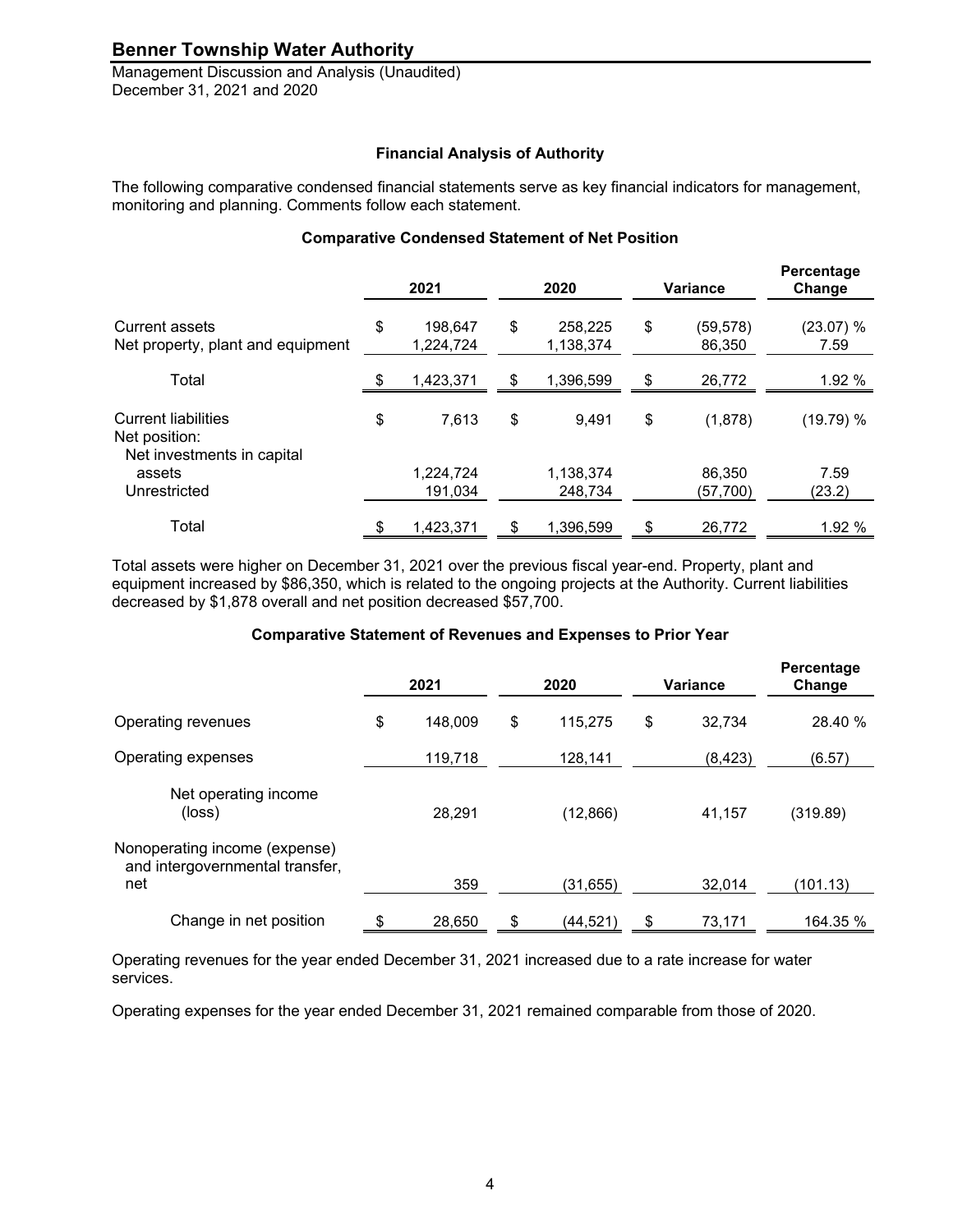**Benner Township Water Authority**

Management Discussion and Analysis (Unaudited)
December 31, 2021 and 2020

### Financial Analysis of Authority

The following comparative condensed financial statements serve as key financial indicators for management, monitoring and planning. Comments follow each statement.

#### Comparative Condensed Statement of Net Position

| | 2021 | 2020 | Variance | Percentage Change |
|---|---|---|---|---|
| Current assets | $ 198,647 | $ 258,225 | $ (59,578) | (23.07) % |
| Net property, plant and equipment | 1,224,724 | 1,138,374 | 86,350 | 7.59 |
| Total | $ 1,423,371 | $ 1,396,599 | $ 26,772 | 1.92 % |
| Current liabilities | $ 7,613 | $ 9,491 | $ (1,878) | (19.79) % |
| Net position: | | | | |
| Net investments in capital assets | 1,224,724 | 1,138,374 | 86,350 | 7.59 |
| Unrestricted | 191,034 | 248,734 | (57,700) | (23.2) |
| Total | $ 1,423,371 | $ 1,396,599 | $ 26,772 | 1.92 % |

Total assets were higher on December 31, 2021 over the previous fiscal year-end. Property, plant and equipment increased by $86,350, which is related to the ongoing projects at the Authority. Current liabilities decreased by $1,878 overall and net position decreased $57,700.

#### Comparative Statement of Revenues and Expenses to Prior Year

| | 2021 | 2020 | Variance | Percentage Change |
|---|---|---|---|---|
| Operating revenues | $ 148,009 | $ 115,275 | $ 32,734 | 28.40 % |
| Operating expenses | 119,718 | 128,141 | (8,423) | (6.57) |
| Net operating income (loss) | 28,291 | (12,866) | 41,157 | (319.89) |
| Nonoperating income (expense) and intergovernmental transfer, net | 359 | (31,655) | 32,014 | (101.13) |
| Change in net position | $ 28,650 | $ (44,521) | $ 73,171 | 164.35 % |

Operating revenues for the year ended December 31, 2021 increased due to a rate increase for water services.

Operating expenses for the year ended December 31, 2021 remained comparable from those of 2020.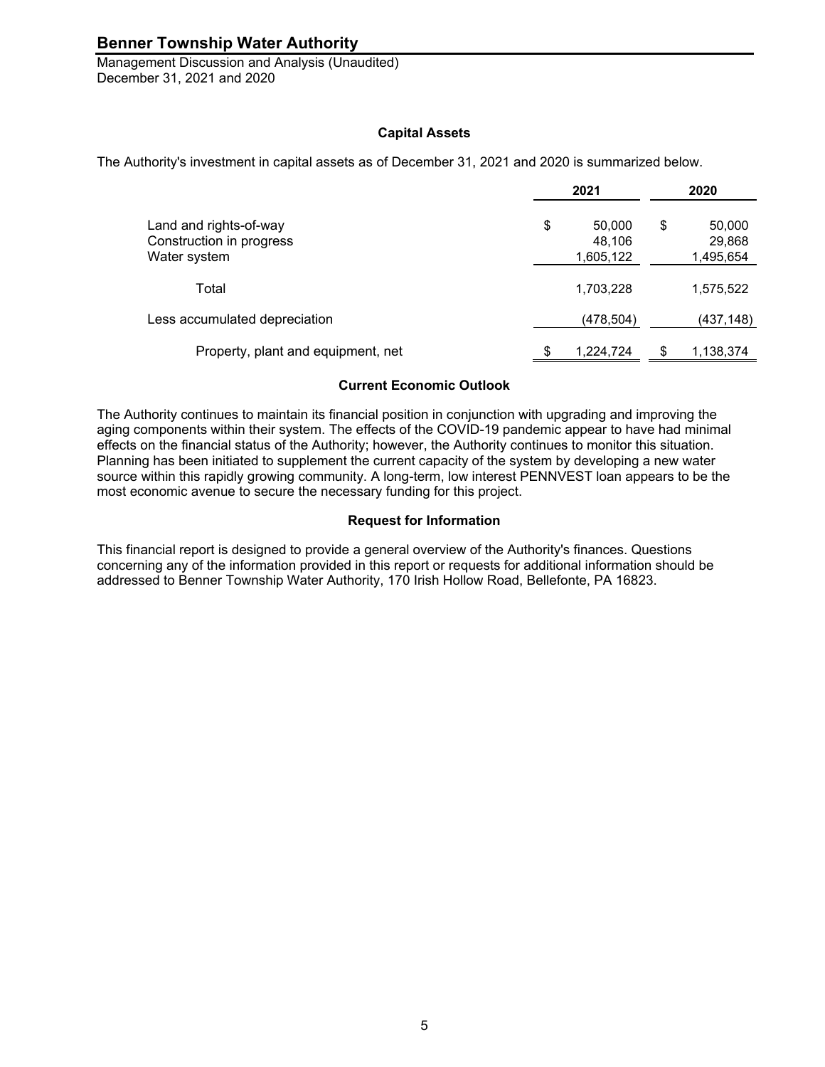## Capital Assets

The Authority's investment in capital assets as of December 31, 2021 and 2020 is summarized below.

| | 2021 | 2020 |
|---|---|---|
| Land and rights-of-way | $ 50,000 | $ 50,000 |
| Construction in progress | 48,106 | 29,868 |
| Water system | 1,605,122 | 1,495,654 |
| Total | 1,703,228 | 1,575,522 |
| Less accumulated depreciation | (478,504) | (437,148) |
| Property, plant and equipment, net | $ 1,224,724 | $ 1,138,374 |

## Current Economic Outlook

The Authority continues to maintain its financial position in conjunction with upgrading and improving the aging components within their system. The effects of the COVID-19 pandemic appear to have had minimal effects on the financial status of the Authority; however, the Authority continues to monitor this situation. Planning has been initiated to supplement the current capacity of the system by developing a new water source within this rapidly growing community. A long-term, low interest PENNVEST loan appears to be the most economic avenue to secure the necessary funding for this project.

## Request for Information

This financial report is designed to provide a general overview of the Authority's finances. Questions concerning any of the information provided in this report or requests for additional information should be addressed to Benner Township Water Authority, 170 Irish Hollow Road, Bellefonte, PA 16823.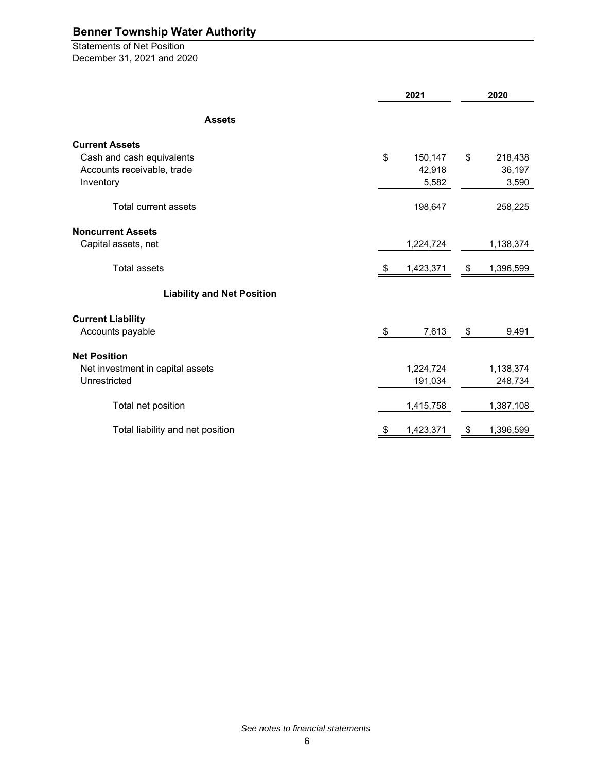# Benner Township Water Authority

Statements of Net Position
December 31, 2021 and 2020

| | 2021 | 2020 |
|---|---|---|
| **Assets** | | |
| **Current Assets** | | |
| Cash and cash equivalents | $ 150,147 | $ 218,438 |
| Accounts receivable, trade | 42,918 | 36,197 |
| Inventory | 5,582 | 3,590 |
| Total current assets | 198,647 | 258,225 |
| **Noncurrent Assets** | | |
| Capital assets, net | 1,224,724 | 1,138,374 |
| Total assets | $ 1,423,371 | $ 1,396,599 |
| **Liability and Net Position** | | |
| **Current Liability** | | |
| Accounts payable | $ 7,613 | $ 9,491 |
| **Net Position** | | |
| Net investment in capital assets | 1,224,724 | 1,138,374 |
| Unrestricted | 191,034 | 248,734 |
| Total net position | 1,415,758 | 1,387,108 |
| Total liability and net position | $ 1,423,371 | $ 1,396,599 |

*See notes to financial statements*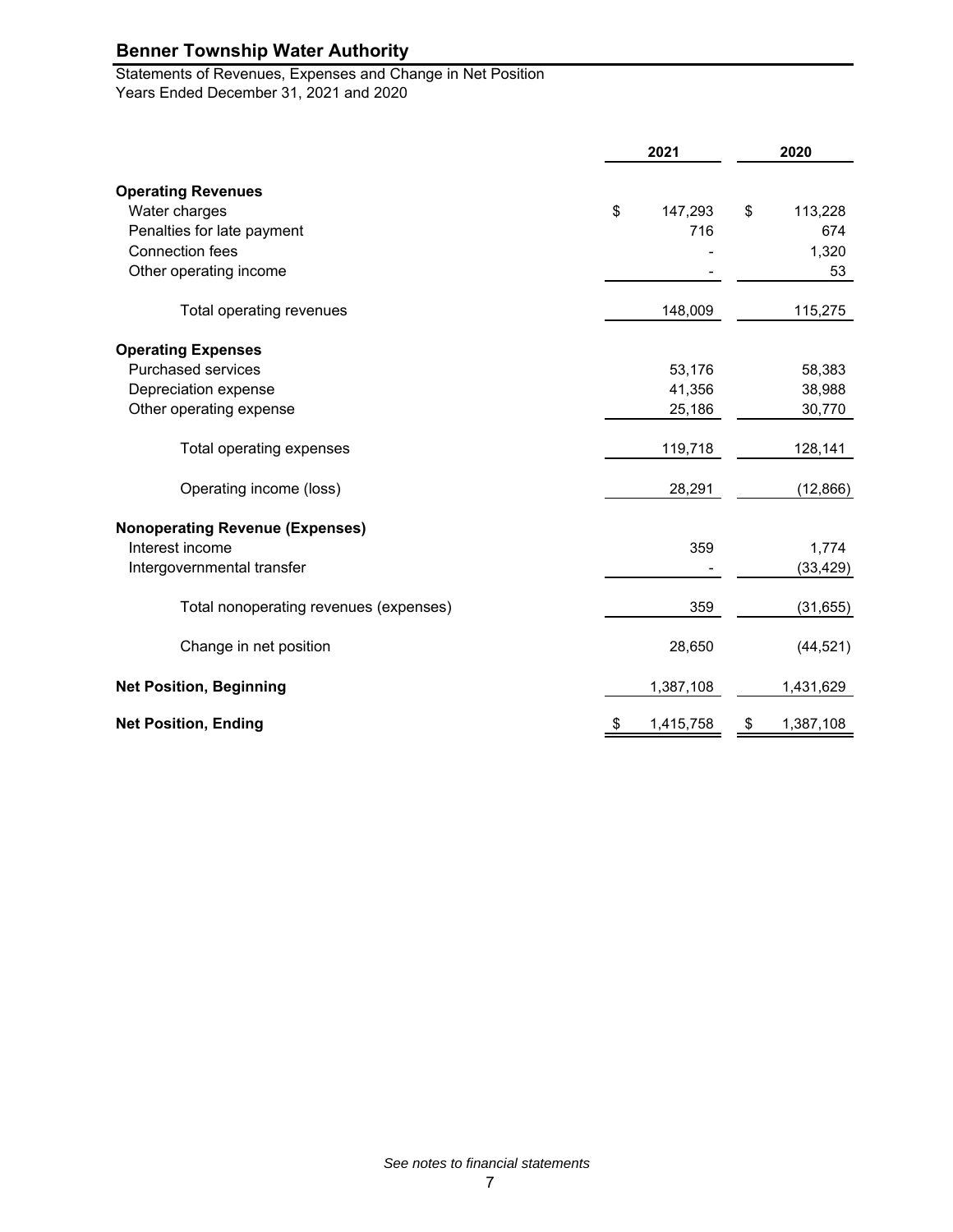# Benner Township Water Authority

Statements of Revenues, Expenses and Change in Net Position
Years Ended December 31, 2021 and 2020

| | 2021 | 2020 |
|---|---|---|
| **Operating Revenues** | | |
| Water charges | $ 147,293 | $ 113,228 |
| Penalties for late payment | 716 | 674 |
| Connection fees | - | 1,320 |
| Other operating income | - | 53 |
| Total operating revenues | 148,009 | 115,275 |
| **Operating Expenses** | | |
| Purchased services | 53,176 | 58,383 |
| Depreciation expense | 41,356 | 38,988 |
| Other operating expense | 25,186 | 30,770 |
| Total operating expenses | 119,718 | 128,141 |
| Operating income (loss) | 28,291 | (12,866) |
| **Nonoperating Revenue (Expenses)** | | |
| Interest income | 359 | 1,774 |
| Intergovernmental transfer | - | (33,429) |
| Total nonoperating revenues (expenses) | 359 | (31,655) |
| Change in net position | 28,650 | (44,521) |
| **Net Position, Beginning** | 1,387,108 | 1,431,629 |
| **Net Position, Ending** | $ 1,415,758 | $ 1,387,108 |

*See notes to financial statements*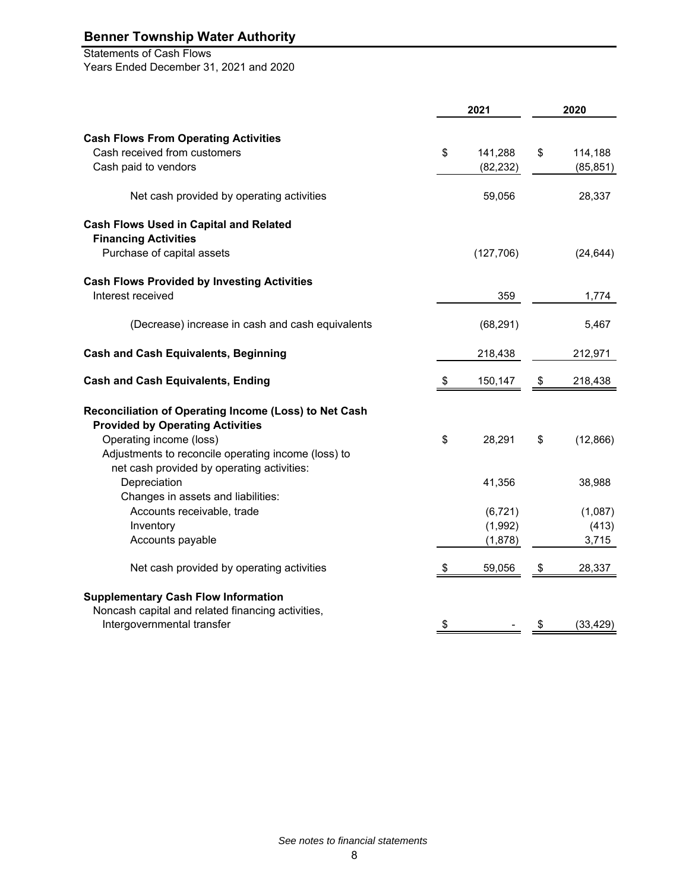# Benner Township Water Authority

Statements of Cash Flows
Years Ended December 31, 2021 and 2020

| | 2021 | 2020 |
|---|---|---|
| **Cash Flows From Operating Activities** | | |
| Cash received from customers | $ 141,288 | $ 114,188 |
| Cash paid to vendors | (82,232) | (85,851) |
| Net cash provided by operating activities | 59,056 | 28,337 |
| **Cash Flows Used in Capital and Related Financing Activities** | | |
| Purchase of capital assets | (127,706) | (24,644) |
| **Cash Flows Provided by Investing Activities** | | |
| Interest received | 359 | 1,774 |
| (Decrease) increase in cash and cash equivalents | (68,291) | 5,467 |
| **Cash and Cash Equivalents, Beginning** | 218,438 | 212,971 |
| **Cash and Cash Equivalents, Ending** | $ 150,147 | $ 218,438 |
| **Reconciliation of Operating Income (Loss) to Net Cash Provided by Operating Activities** | | |
| Operating income (loss) | $ 28,291 | $ (12,866) |
| Adjustments to reconcile operating income (loss) to net cash provided by operating activities: | | |
| Depreciation | 41,356 | 38,988 |
| Changes in assets and liabilities: | | |
| Accounts receivable, trade | (6,721) | (1,087) |
| Inventory | (1,992) | (413) |
| Accounts payable | (1,878) | 3,715 |
| Net cash provided by operating activities | $ 59,056 | $ 28,337 |
| **Supplementary Cash Flow Information** | | |
| Noncash capital and related financing activities, Intergovernmental transfer | $ - | $ (33,429) |

*See notes to financial statements*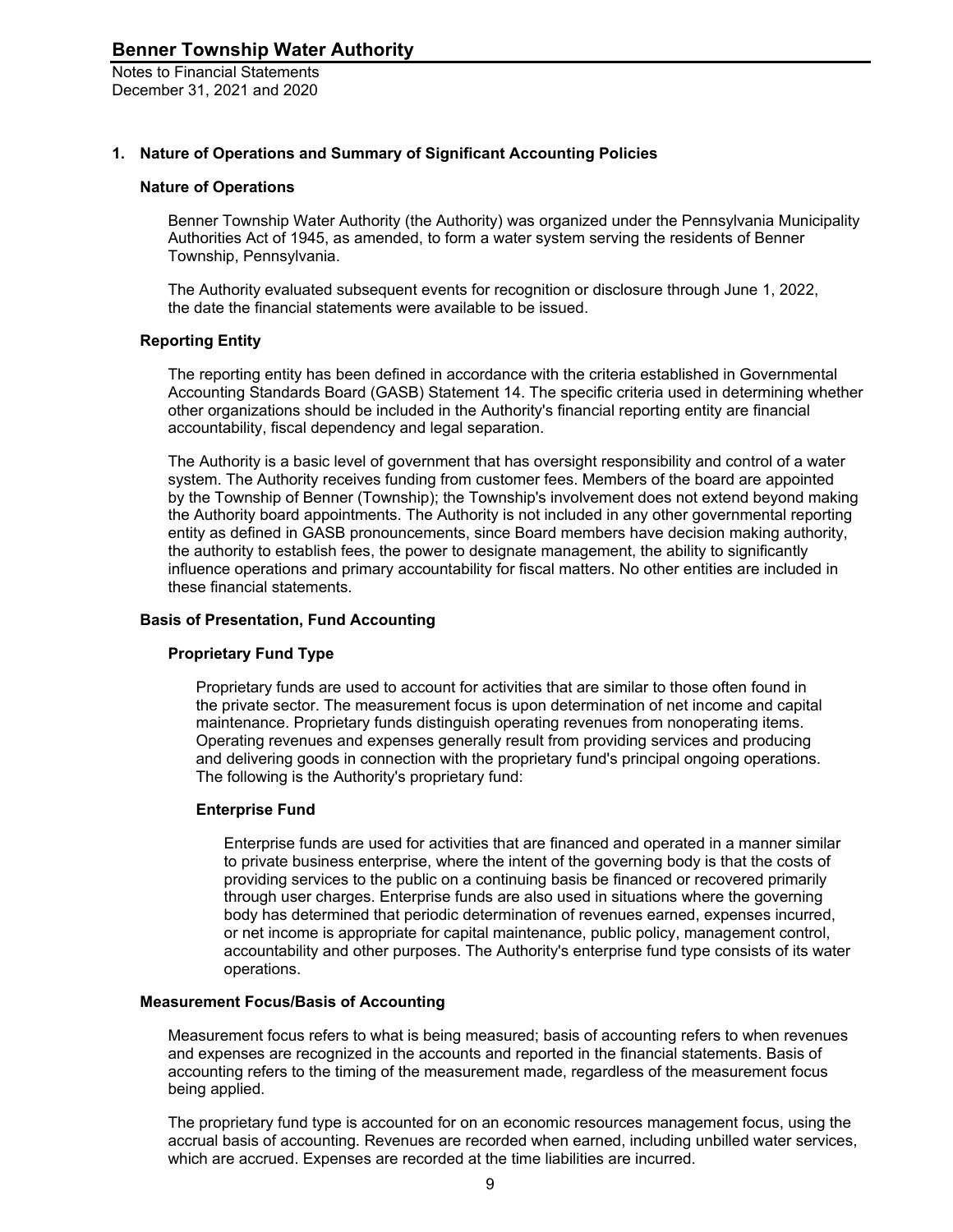## 1. Nature of Operations and Summary of Significant Accounting Policies

### Nature of Operations

Benner Township Water Authority (the Authority) was organized under the Pennsylvania Municipality Authorities Act of 1945, as amended, to form a water system serving the residents of Benner Township, Pennsylvania.

The Authority evaluated subsequent events for recognition or disclosure through June 1, 2022, the date the financial statements were available to be issued.

### Reporting Entity

The reporting entity has been defined in accordance with the criteria established in Governmental Accounting Standards Board (GASB) Statement 14. The specific criteria used in determining whether other organizations should be included in the Authority's financial reporting entity are financial accountability, fiscal dependency and legal separation.

The Authority is a basic level of government that has oversight responsibility and control of a water system. The Authority receives funding from customer fees. Members of the board are appointed by the Township of Benner (Township); the Township's involvement does not extend beyond making the Authority board appointments. The Authority is not included in any other governmental reporting entity as defined in GASB pronouncements, since Board members have decision making authority, the authority to establish fees, the power to designate management, the ability to significantly influence operations and primary accountability for fiscal matters. No other entities are included in these financial statements.

### Basis of Presentation, Fund Accounting

#### Proprietary Fund Type

Proprietary funds are used to account for activities that are similar to those often found in the private sector. The measurement focus is upon determination of net income and capital maintenance. Proprietary funds distinguish operating revenues from nonoperating items. Operating revenues and expenses generally result from providing services and producing and delivering goods in connection with the proprietary fund's principal ongoing operations. The following is the Authority's proprietary fund:

##### Enterprise Fund

Enterprise funds are used for activities that are financed and operated in a manner similar to private business enterprise, where the intent of the governing body is that the costs of providing services to the public on a continuing basis be financed or recovered primarily through user charges. Enterprise funds are also used in situations where the governing body has determined that periodic determination of revenues earned, expenses incurred, or net income is appropriate for capital maintenance, public policy, management control, accountability and other purposes. The Authority's enterprise fund type consists of its water operations.

### Measurement Focus/Basis of Accounting

Measurement focus refers to what is being measured; basis of accounting refers to when revenues and expenses are recognized in the accounts and reported in the financial statements. Basis of accounting refers to the timing of the measurement made, regardless of the measurement focus being applied.

The proprietary fund type is accounted for on an economic resources management focus, using the accrual basis of accounting. Revenues are recorded when earned, including unbilled water services, which are accrued. Expenses are recorded at the time liabilities are incurred.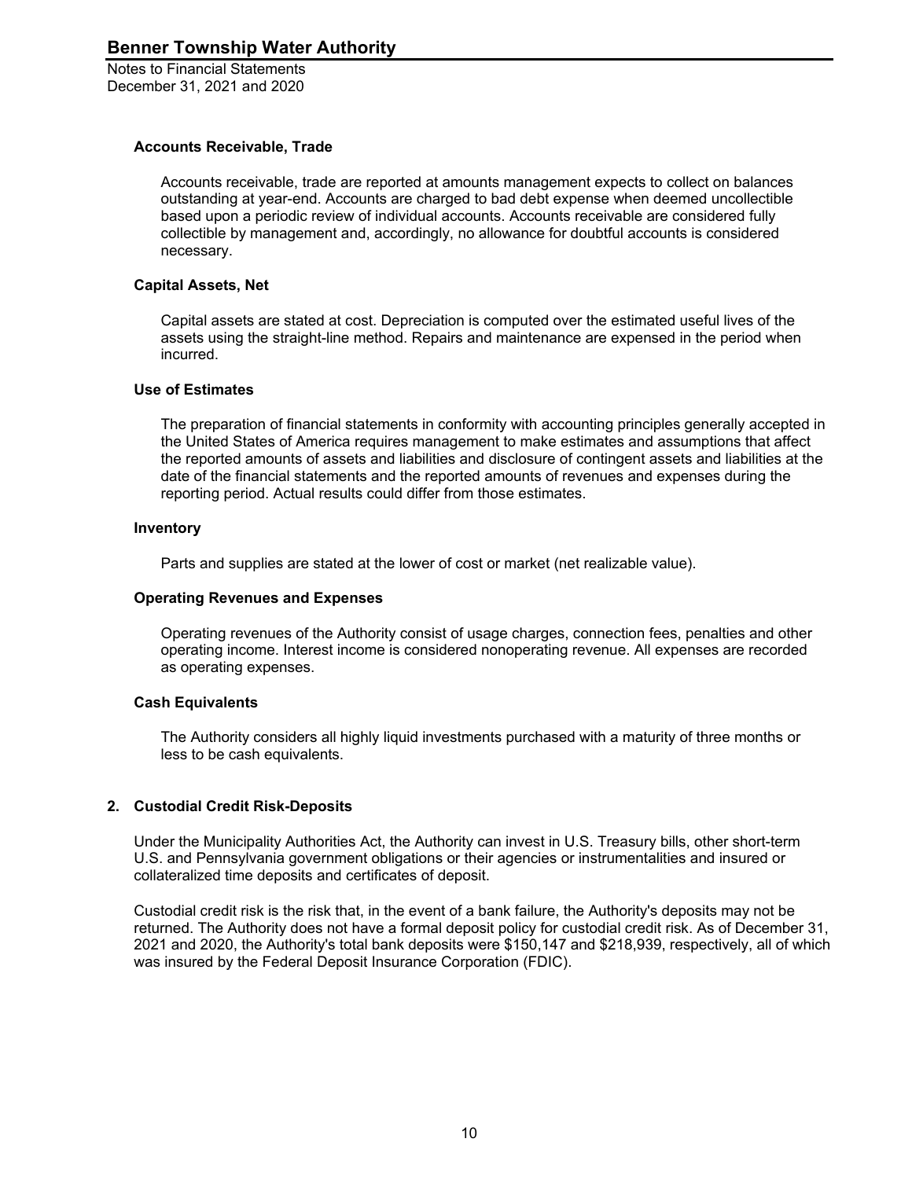### Accounts Receivable, Trade

Accounts receivable, trade are reported at amounts management expects to collect on balances outstanding at year-end. Accounts are charged to bad debt expense when deemed uncollectible based upon a periodic review of individual accounts. Accounts receivable are considered fully collectible by management and, accordingly, no allowance for doubtful accounts is considered necessary.

### Capital Assets, Net

Capital assets are stated at cost. Depreciation is computed over the estimated useful lives of the assets using the straight-line method. Repairs and maintenance are expensed in the period when incurred.

### Use of Estimates

The preparation of financial statements in conformity with accounting principles generally accepted in the United States of America requires management to make estimates and assumptions that affect the reported amounts of assets and liabilities and disclosure of contingent assets and liabilities at the date of the financial statements and the reported amounts of revenues and expenses during the reporting period. Actual results could differ from those estimates.

### Inventory

Parts and supplies are stated at the lower of cost or market (net realizable value).

### Operating Revenues and Expenses

Operating revenues of the Authority consist of usage charges, connection fees, penalties and other operating income. Interest income is considered nonoperating revenue. All expenses are recorded as operating expenses.

### Cash Equivalents

The Authority considers all highly liquid investments purchased with a maturity of three months or less to be cash equivalents.

## 2. Custodial Credit Risk-Deposits

Under the Municipality Authorities Act, the Authority can invest in U.S. Treasury bills, other short-term U.S. and Pennsylvania government obligations or their agencies or instrumentalities and insured or collateralized time deposits and certificates of deposit.

Custodial credit risk is the risk that, in the event of a bank failure, the Authority's deposits may not be returned. The Authority does not have a formal deposit policy for custodial credit risk. As of December 31, 2021 and 2020, the Authority's total bank deposits were $150,147 and $218,939, respectively, all of which was insured by the Federal Deposit Insurance Corporation (FDIC).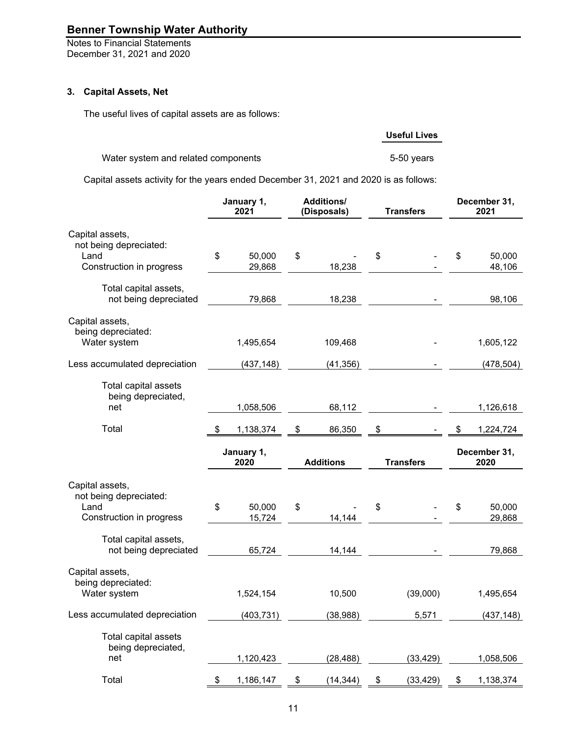## 3. Capital Assets, Net

The useful lives of capital assets are as follows:

| | Useful Lives |
|---|---|
| Water system and related components | 5-50 years |

Capital assets activity for the years ended December 31, 2021 and 2020 is as follows:

| | January 1, 2021 | Additions/ (Disposals) | Transfers | December 31, 2021 |
|---|---|---|---|---|
| Capital assets, not being depreciated: | | | | |
| Land | $ 50,000 | $ - | $ - | $ 50,000 |
| Construction in progress | 29,868 | 18,238 | - | 48,106 |
| Total capital assets, not being depreciated | 79,868 | 18,238 | - | 98,106 |
| Capital assets, being depreciated: | | | | |
| Water system | 1,495,654 | 109,468 | - | 1,605,122 |
| Less accumulated depreciation | (437,148) | (41,356) | - | (478,504) |
| Total capital assets being depreciated, net | 1,058,506 | 68,112 | - | 1,126,618 |
| Total | $ 1,138,374 | $ 86,350 | $ - | $ 1,224,724 |

| | January 1, 2020 | Additions | Transfers | December 31, 2020 |
|---|---|---|---|---|
| Capital assets, not being depreciated: | | | | |
| Land | $ 50,000 | $ - | $ - | $ 50,000 |
| Construction in progress | 15,724 | 14,144 | - | 29,868 |
| Total capital assets, not being depreciated | 65,724 | 14,144 | - | 79,868 |
| Capital assets, being depreciated: | | | | |
| Water system | 1,524,154 | 10,500 | (39,000) | 1,495,654 |
| Less accumulated depreciation | (403,731) | (38,988) | 5,571 | (437,148) |
| Total capital assets being depreciated, net | 1,120,423 | (28,488) | (33,429) | 1,058,506 |
| Total | $ 1,186,147 | $ (14,344) | $ (33,429) | $ 1,138,374 |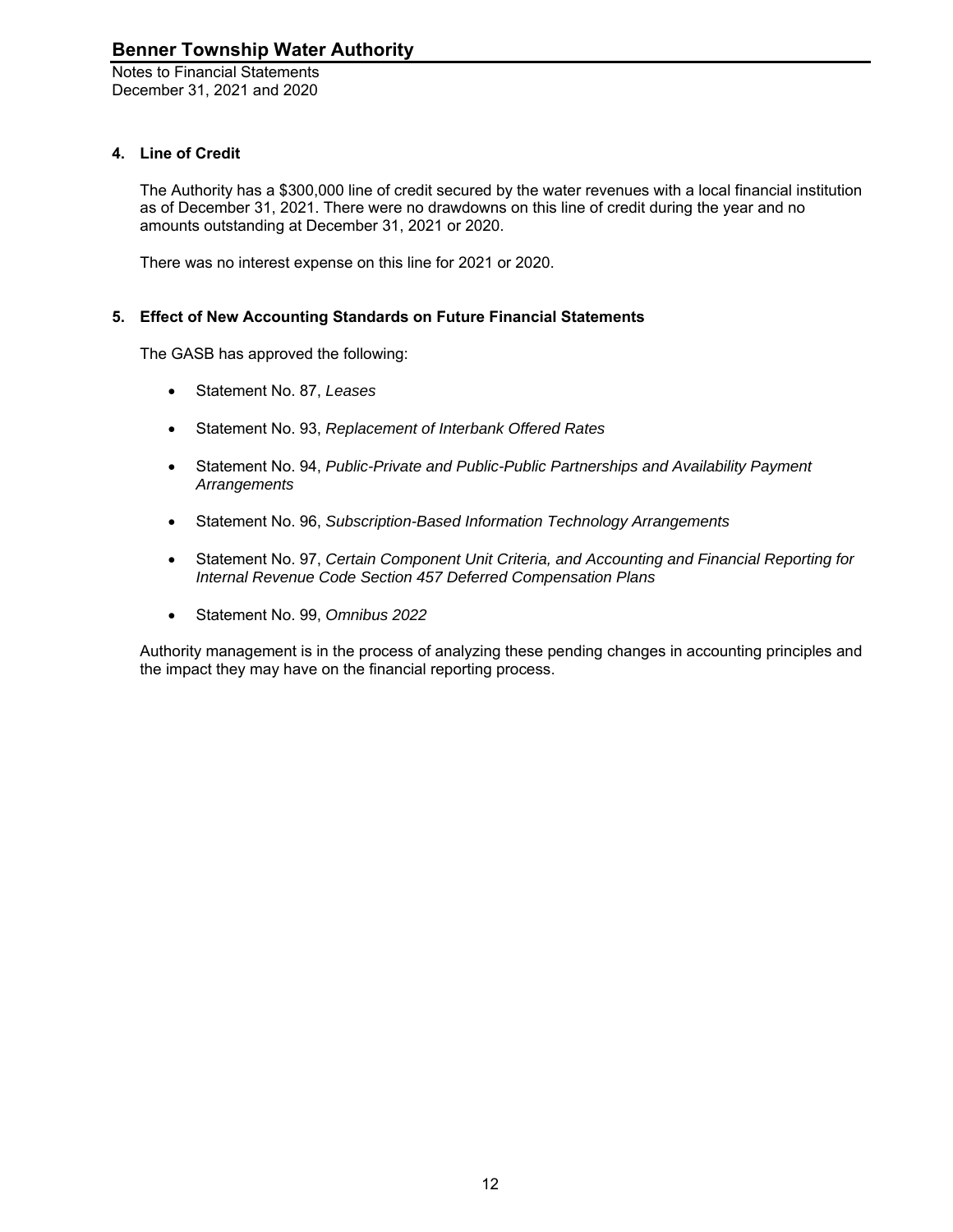## 4. Line of Credit

The Authority has a $300,000 line of credit secured by the water revenues with a local financial institution as of December 31, 2021. There were no drawdowns on this line of credit during the year and no amounts outstanding at December 31, 2021 or 2020.

There was no interest expense on this line for 2021 or 2020.

## 5. Effect of New Accounting Standards on Future Financial Statements

The GASB has approved the following:

- Statement No. 87, *Leases*
- Statement No. 93, *Replacement of Interbank Offered Rates*
- Statement No. 94, *Public-Private and Public-Public Partnerships and Availability Payment Arrangements*
- Statement No. 96, *Subscription-Based Information Technology Arrangements*
- Statement No. 97, *Certain Component Unit Criteria, and Accounting and Financial Reporting for Internal Revenue Code Section 457 Deferred Compensation Plans*
- Statement No. 99, *Omnibus 2022*

Authority management is in the process of analyzing these pending changes in accounting principles and the impact they may have on the financial reporting process.